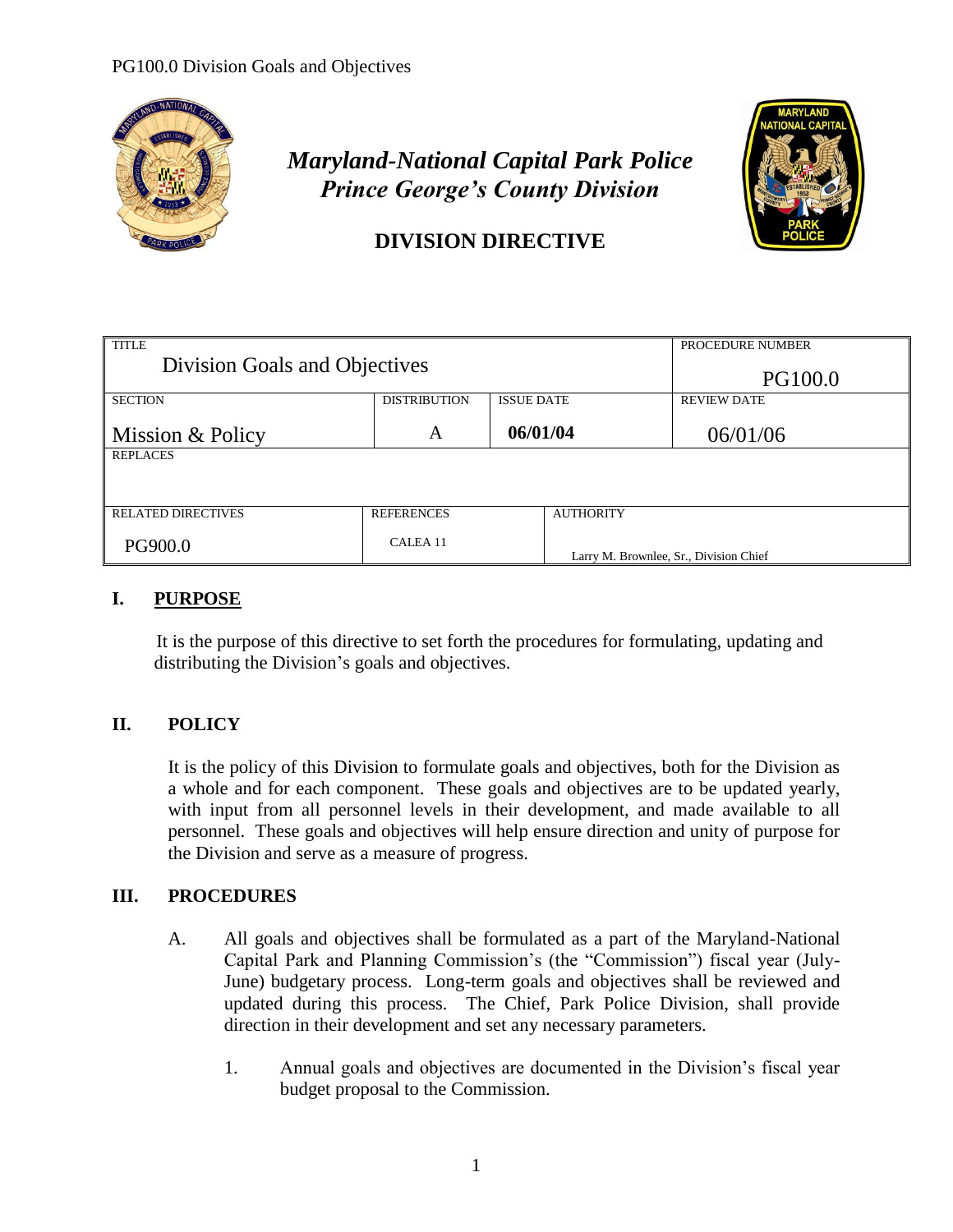# *Maryland-National Capital Park Police*
# *Prince George's County Division*

## DIVISION DIRECTIVE

| TITLE<br>Division Goals and Objectives | | | PROCEDURE NUMBER<br>PG100.0 |
|---|---|---|---|
| SECTION<br>Mission & Policy | DISTRIBUTION<br>A | ISSUE DATE<br>**06/01/04** | REVIEW DATE<br>06/01/06 |
| REPLACES | | | |
| RELATED DIRECTIVES<br>PG900.0 | REFERENCES<br>CALEA 11 | AUTHORITY<br>Larry M. Brownlee, Sr., Division Chief | |

## I. PURPOSE

It is the purpose of this directive to set forth the procedures for formulating, updating and distributing the Division's goals and objectives.

## II. POLICY

It is the policy of this Division to formulate goals and objectives, both for the Division as a whole and for each component. These goals and objectives are to be updated yearly, with input from all personnel levels in their development, and made available to all personnel. These goals and objectives will help ensure direction and unity of purpose for the Division and serve as a measure of progress.

## III. PROCEDURES

A. All goals and objectives shall be formulated as a part of the Maryland-National Capital Park and Planning Commission's (the "Commission") fiscal year (July-June) budgetary process. Long-term goals and objectives shall be reviewed and updated during this process. The Chief, Park Police Division, shall provide direction in their development and set any necessary parameters.

1. Annual goals and objectives are documented in the Division's fiscal year budget proposal to the Commission.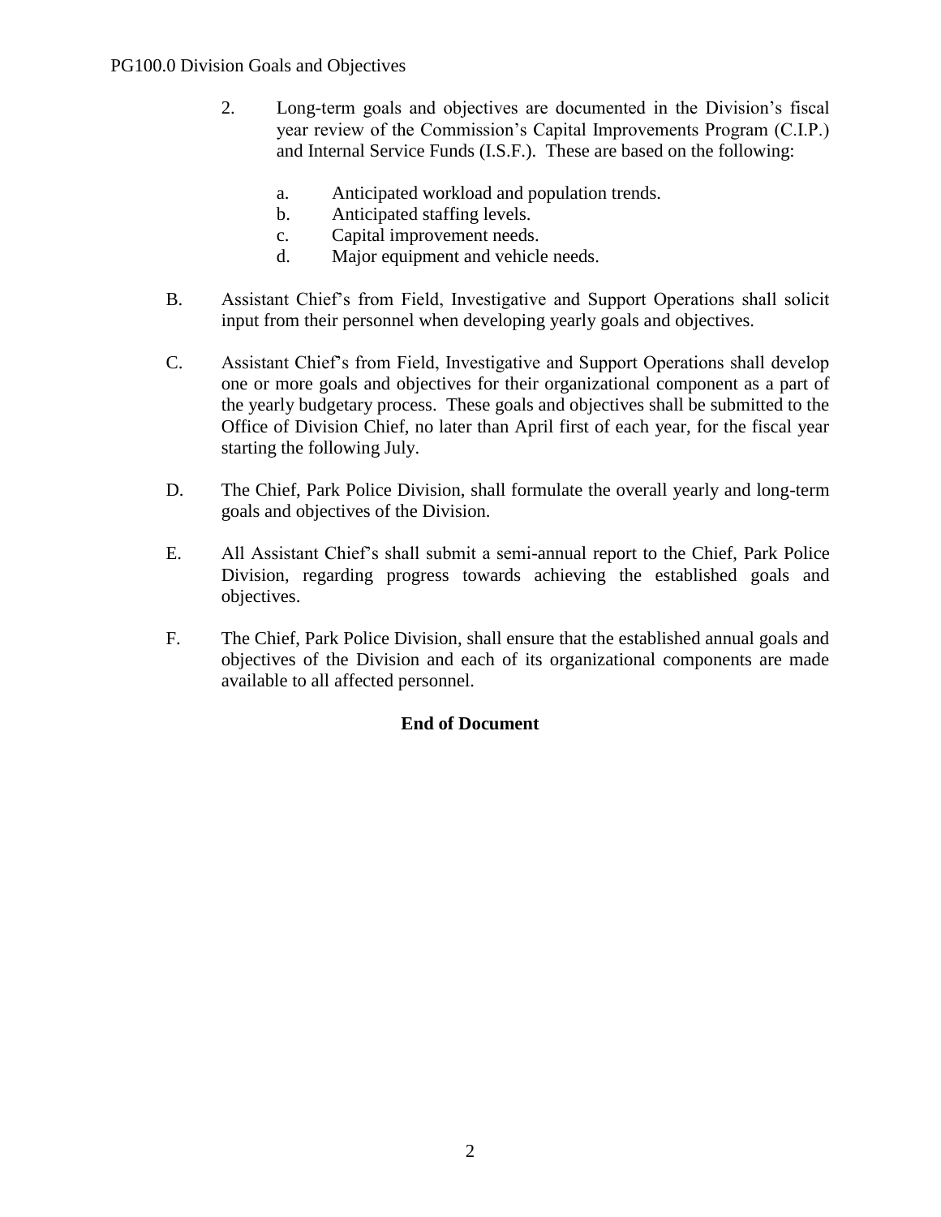2. Long-term goals and objectives are documented in the Division's fiscal year review of the Commission's Capital Improvements Program (C.I.P.) and Internal Service Funds (I.S.F.). These are based on the following:

   a. Anticipated workload and population trends.
   b. Anticipated staffing levels.
   c. Capital improvement needs.
   d. Major equipment and vehicle needs.

B. Assistant Chief's from Field, Investigative and Support Operations shall solicit input from their personnel when developing yearly goals and objectives.

C. Assistant Chief's from Field, Investigative and Support Operations shall develop one or more goals and objectives for their organizational component as a part of the yearly budgetary process. These goals and objectives shall be submitted to the Office of Division Chief, no later than April first of each year, for the fiscal year starting the following July.

D. The Chief, Park Police Division, shall formulate the overall yearly and long-term goals and objectives of the Division.

E. All Assistant Chief's shall submit a semi-annual report to the Chief, Park Police Division, regarding progress towards achieving the established goals and objectives.

F. The Chief, Park Police Division, shall ensure that the established annual goals and objectives of the Division and each of its organizational components are made available to all affected personnel.

**End of Document**